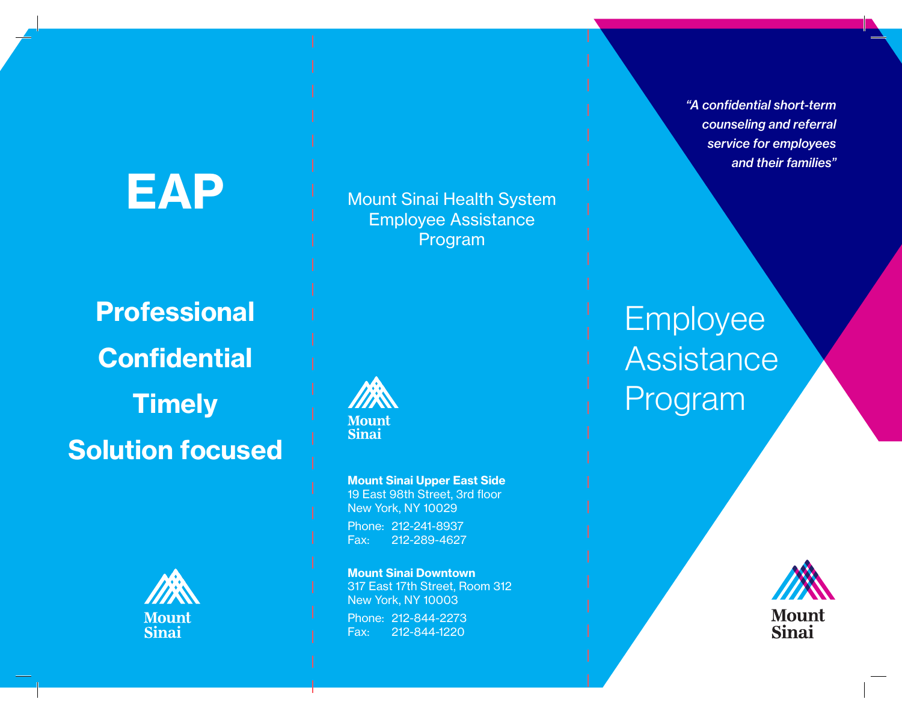# EAP

**Professional**

**Confidential**

**Timely**

**Solution focused**

Mount Sinai

Mount Sinai Health System
Employee Assistance
Program

Mount Sinai

**Mount Sinai Upper East Side**
19 East 98th Street, 3rd floor
New York, NY 10029

Phone: 212-241-8937
Fax: 212-289-4627

**Mount Sinai Downtown**
317 East 17th Street, Room 312
New York, NY 10003

Phone: 212-844-2273
Fax: 212-844-1220

*"A confidential short-term counseling and referral service for employees and their families"*

# Employee Assistance Program

Mount Sinai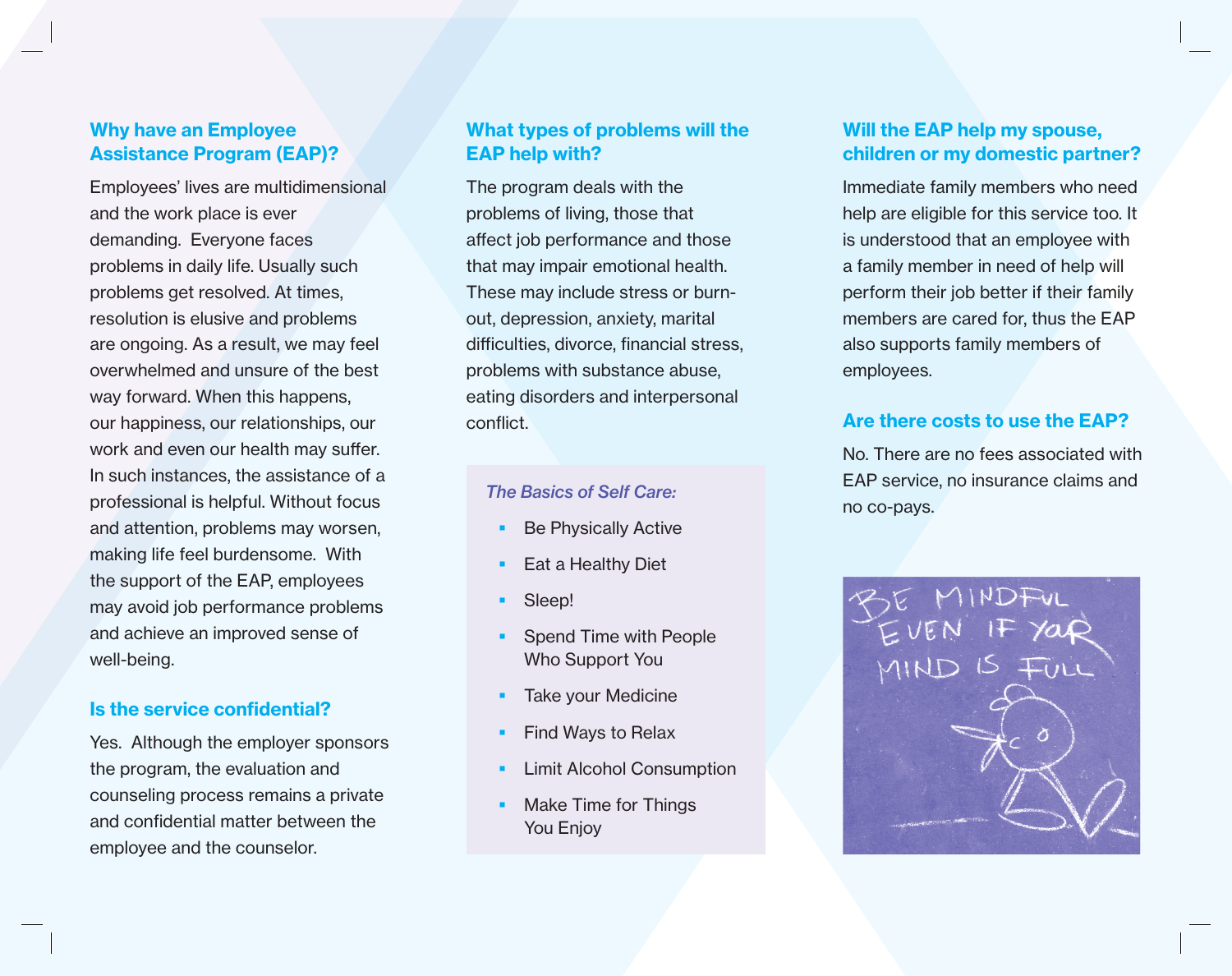## Why have an Employee Assistance Program (EAP)?

Employees' lives are multidimensional and the work place is ever demanding. Everyone faces problems in daily life. Usually such problems get resolved. At times, resolution is elusive and problems are ongoing. As a result, we may feel overwhelmed and unsure of the best way forward. When this happens, our happiness, our relationships, our work and even our health may suffer. In such instances, the assistance of a professional is helpful. Without focus and attention, problems may worsen, making life feel burdensome. With the support of the EAP, employees may avoid job performance problems and achieve an improved sense of well-being.

## Is the service confidential?

Yes. Although the employer sponsors the program, the evaluation and counseling process remains a private and confidential matter between the employee and the counselor.

## What types of problems will the EAP help with?

The program deals with the problems of living, those that affect job performance and those that may impair emotional health. These may include stress or burn-out, depression, anxiety, marital difficulties, divorce, financial stress, problems with substance abuse, eating disorders and interpersonal conflict.

*The Basics of Self Care:*

- Be Physically Active
- Eat a Healthy Diet
- Sleep!
- Spend Time with People Who Support You
- Take your Medicine
- Find Ways to Relax
- Limit Alcohol Consumption
- Make Time for Things You Enjoy

## Will the EAP help my spouse, children or my domestic partner?

Immediate family members who need help are eligible for this service too. It is understood that an employee with a family member in need of help will perform their job better if their family members are cared for, thus the EAP also supports family members of employees.

## Are there costs to use the EAP?

No. There are no fees associated with EAP service, no insurance claims and no co-pays.